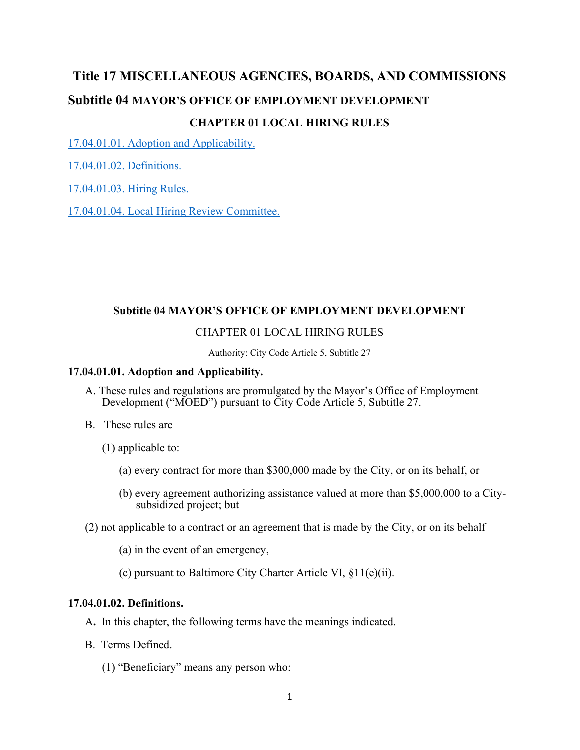# Title 17 MISCELLANEOUS AGENCIES, BOARDS, AND COMMISSIONS

## Subtitle 04 MAYOR'S OFFICE OF EMPLOYMENT DEVELOPMENT

### CHAPTER 01 LOCAL HIRING RULES

17.04.01.01. Adoption and Applicability.

17.04.01.02. Definitions.

17.04.01.03. Hiring Rules.

17.04.01.04. Local Hiring Review Committee.

## Subtitle 04 MAYOR'S OFFICE OF EMPLOYMENT DEVELOPMENT

### CHAPTER 01 LOCAL HIRING RULES

Authority: City Code Article 5, Subtitle 27

**17.04.01.01. Adoption and Applicability.**

A. These rules and regulations are promulgated by the Mayor's Office of Employment Development ("MOED") pursuant to City Code Article 5, Subtitle 27.

B. These rules are

(1) applicable to:

(a) every contract for more than $300,000 made by the City, or on its behalf, or

(b) every agreement authorizing assistance valued at more than $5,000,000 to a City-subsidized project; but

(2) not applicable to a contract or an agreement that is made by the City, or on its behalf

(a) in the event of an emergency,

(c) pursuant to Baltimore City Charter Article VI, §11(e)(ii).

**17.04.01.02. Definitions.**

A. In this chapter, the following terms have the meanings indicated.

B. Terms Defined.

(1) "Beneficiary" means any person who: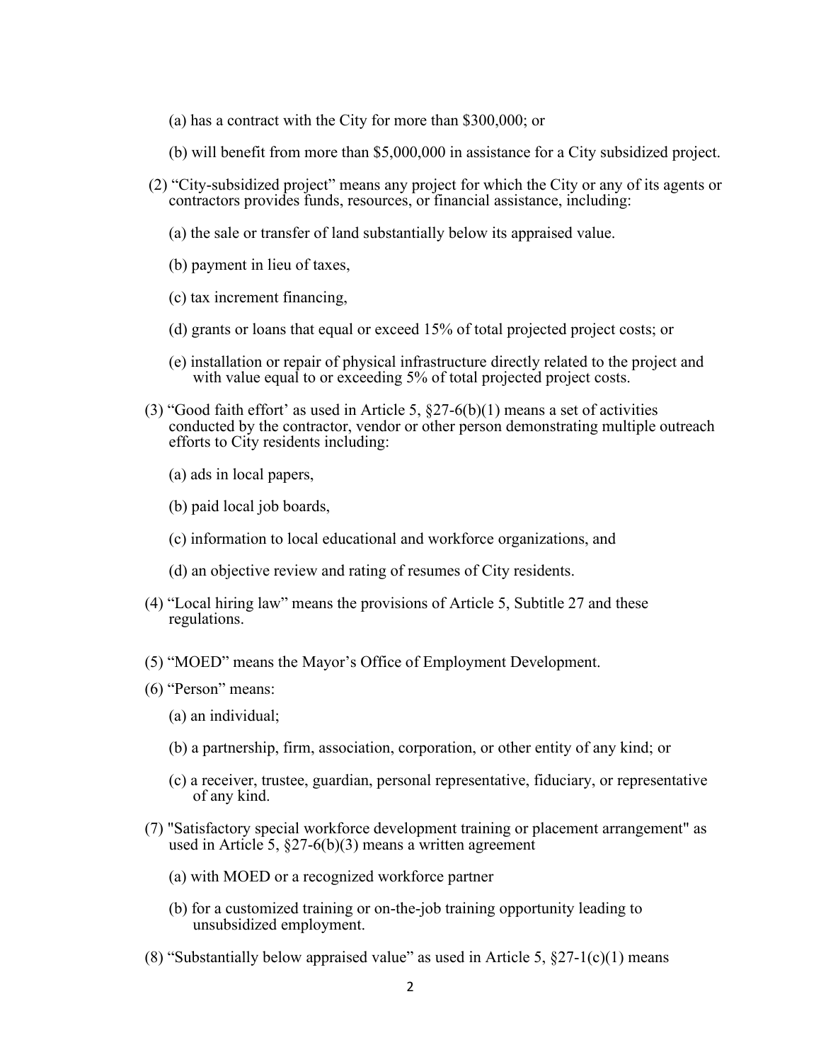(a) has a contract with the City for more than $300,000; or

(b) will benefit from more than $5,000,000 in assistance for a City subsidized project.

(2) "City-subsidized project" means any project for which the City or any of its agents or contractors provides funds, resources, or financial assistance, including:

(a) the sale or transfer of land substantially below its appraised value.

(b) payment in lieu of taxes,

(c) tax increment financing,

(d) grants or loans that equal or exceed 15% of total projected project costs; or

(e) installation or repair of physical infrastructure directly related to the project and with value equal to or exceeding 5% of total projected project costs.

(3) "Good faith effort' as used in Article 5, §27-6(b)(1) means a set of activities conducted by the contractor, vendor or other person demonstrating multiple outreach efforts to City residents including:

(a) ads in local papers,

(b) paid local job boards,

(c) information to local educational and workforce organizations, and

(d) an objective review and rating of resumes of City residents.

(4) "Local hiring law" means the provisions of Article 5, Subtitle 27 and these regulations.

(5) "MOED" means the Mayor's Office of Employment Development.

(6) "Person" means:

(a) an individual;

(b) a partnership, firm, association, corporation, or other entity of any kind; or

(c) a receiver, trustee, guardian, personal representative, fiduciary, or representative of any kind.

(7) "Satisfactory special workforce development training or placement arrangement" as used in Article 5, §27-6(b)(3) means a written agreement

(a) with MOED or a recognized workforce partner

(b) for a customized training or on-the-job training opportunity leading to unsubsidized employment.

(8) "Substantially below appraised value" as used in Article 5, §27-1(c)(1) means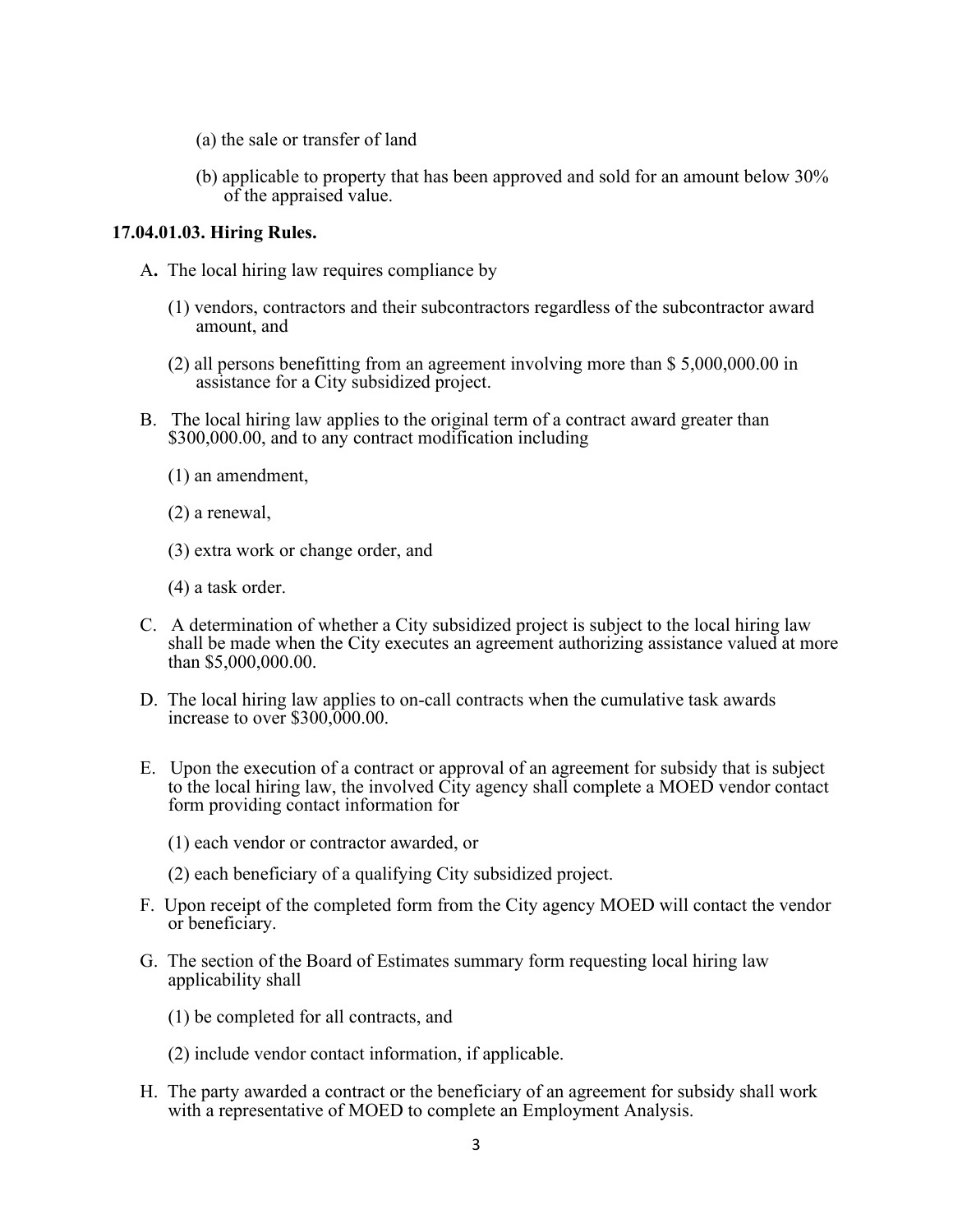(a) the sale or transfer of land

(b) applicable to property that has been approved and sold for an amount below 30% of the appraised value.

**17.04.01.03. Hiring Rules.**

A**.** The local hiring law requires compliance by

(1) vendors, contractors and their subcontractors regardless of the subcontractor award amount, and

(2) all persons benefitting from an agreement involving more than $ 5,000,000.00 in assistance for a City subsidized project.

B. The local hiring law applies to the original term of a contract award greater than $300,000.00, and to any contract modification including

(1) an amendment,

(2) a renewal,

(3) extra work or change order, and

(4) a task order.

C. A determination of whether a City subsidized project is subject to the local hiring law shall be made when the City executes an agreement authorizing assistance valued at more than $5,000,000.00.

D. The local hiring law applies to on-call contracts when the cumulative task awards increase to over $300,000.00.

E. Upon the execution of a contract or approval of an agreement for subsidy that is subject to the local hiring law, the involved City agency shall complete a MOED vendor contact form providing contact information for

(1) each vendor or contractor awarded, or

(2) each beneficiary of a qualifying City subsidized project.

F. Upon receipt of the completed form from the City agency MOED will contact the vendor or beneficiary.

G. The section of the Board of Estimates summary form requesting local hiring law applicability shall

(1) be completed for all contracts, and

(2) include vendor contact information, if applicable.

H. The party awarded a contract or the beneficiary of an agreement for subsidy shall work with a representative of MOED to complete an Employment Analysis.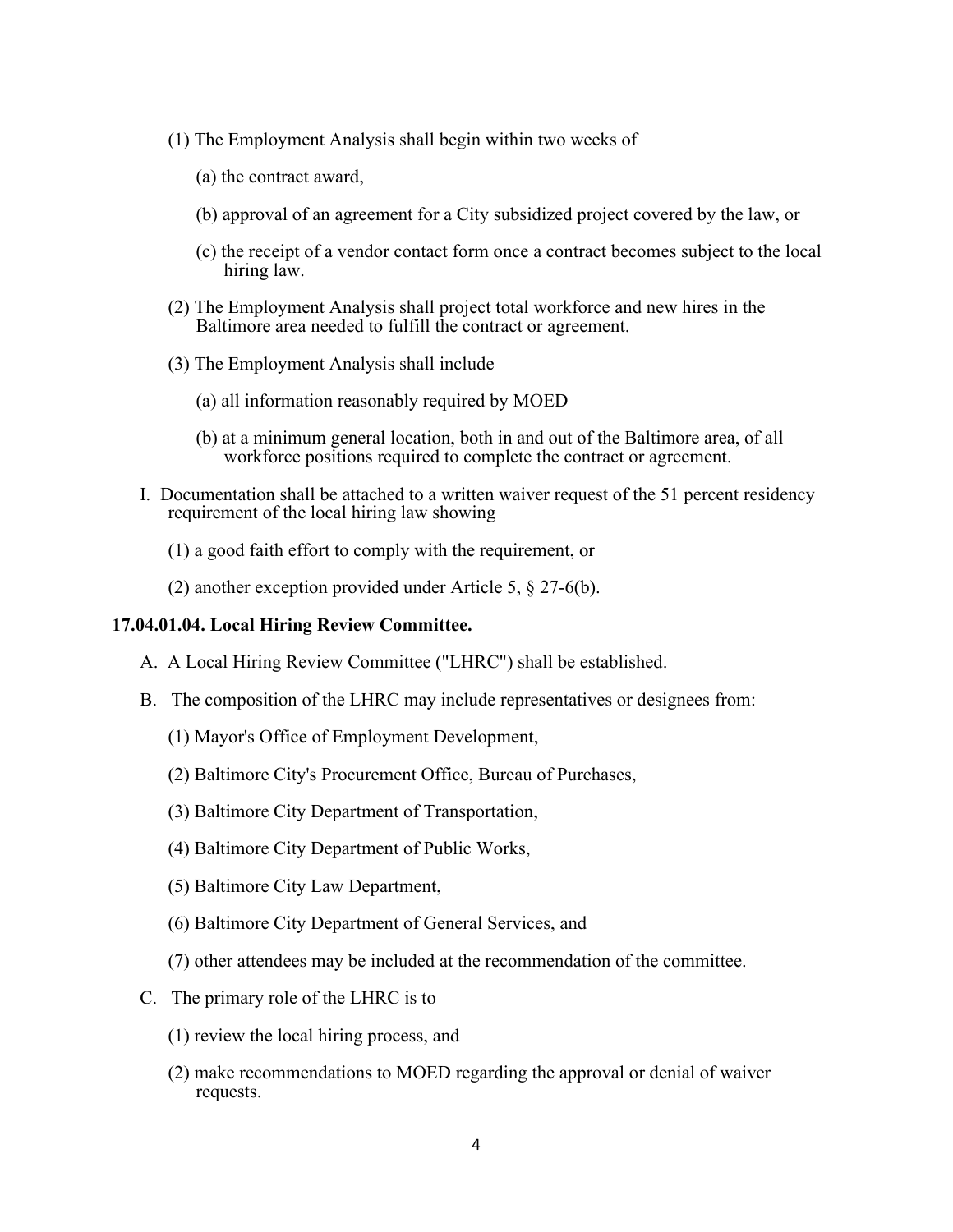(1) The Employment Analysis shall begin within two weeks of

(a) the contract award,

(b) approval of an agreement for a City subsidized project covered by the law, or

(c) the receipt of a vendor contact form once a contract becomes subject to the local hiring law.

(2) The Employment Analysis shall project total workforce and new hires in the Baltimore area needed to fulfill the contract or agreement.

(3) The Employment Analysis shall include

(a) all information reasonably required by MOED

(b) at a minimum general location, both in and out of the Baltimore area, of all workforce positions required to complete the contract or agreement.

I. Documentation shall be attached to a written waiver request of the 51 percent residency requirement of the local hiring law showing

(1) a good faith effort to comply with the requirement, or

(2) another exception provided under Article 5, § 27-6(b).

**17.04.01.04. Local Hiring Review Committee.**

A. A Local Hiring Review Committee ("LHRC") shall be established.

B. The composition of the LHRC may include representatives or designees from:

(1) Mayor's Office of Employment Development,

(2) Baltimore City's Procurement Office, Bureau of Purchases,

(3) Baltimore City Department of Transportation,

(4) Baltimore City Department of Public Works,

(5) Baltimore City Law Department,

(6) Baltimore City Department of General Services, and

(7) other attendees may be included at the recommendation of the committee.

C. The primary role of the LHRC is to

(1) review the local hiring process, and

(2) make recommendations to MOED regarding the approval or denial of waiver requests.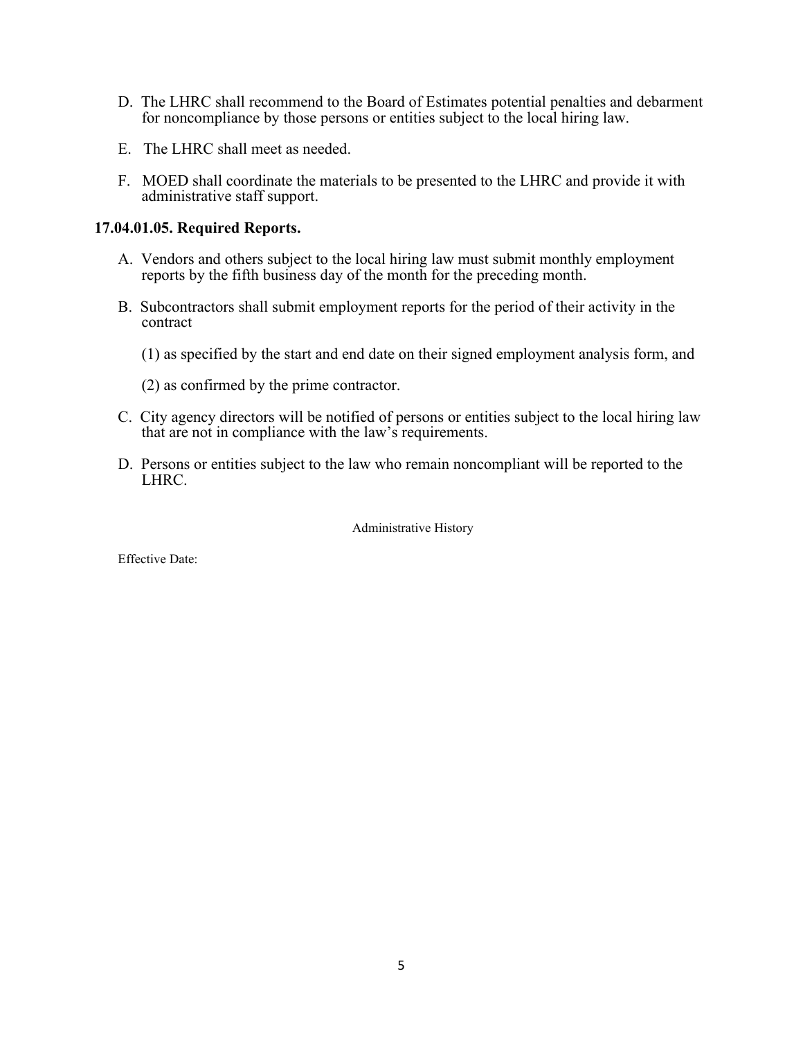D. The LHRC shall recommend to the Board of Estimates potential penalties and debarment for noncompliance by those persons or entities subject to the local hiring law.

E. The LHRC shall meet as needed.

F. MOED shall coordinate the materials to be presented to the LHRC and provide it with administrative staff support.

### 17.04.01.05. Required Reports.

A. Vendors and others subject to the local hiring law must submit monthly employment reports by the fifth business day of the month for the preceding month.

B. Subcontractors shall submit employment reports for the period of their activity in the contract

(1) as specified by the start and end date on their signed employment analysis form, and

(2) as confirmed by the prime contractor.

C. City agency directors will be notified of persons or entities subject to the local hiring law that are not in compliance with the law's requirements.

D. Persons or entities subject to the law who remain noncompliant will be reported to the LHRC.

Administrative History

Effective Date: